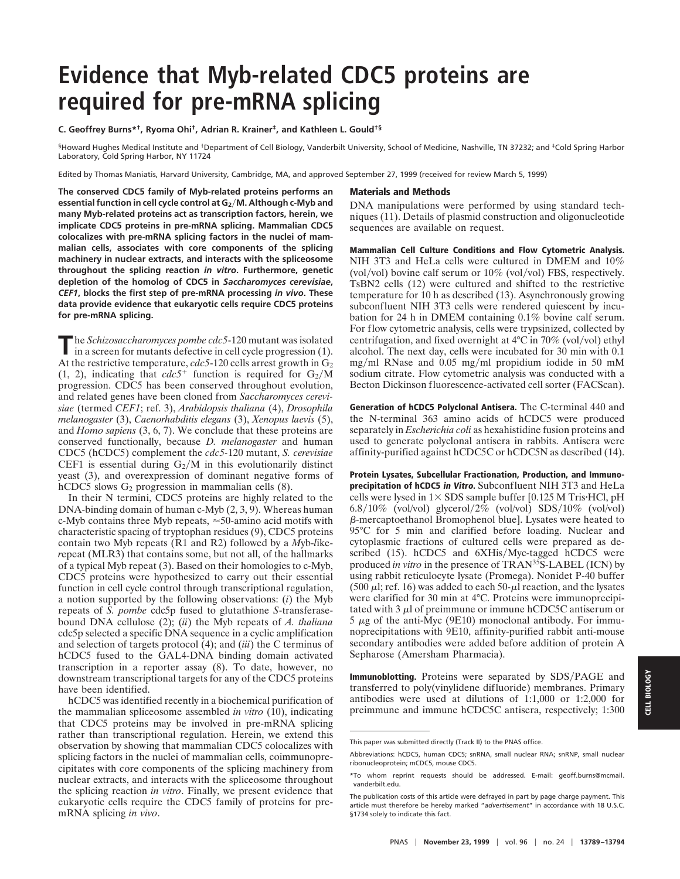# Evidence that Myb-related CDC5 proteins are required for pre-mRNA splicing

C. Geoffrey Burns*[†], Ryoma Ohi[†], Adrian R. Krainer[‡], and Kathleen L. Gould[†§]

[§]Howard Hughes Medical Institute and [†]Department of Cell Biology, Vanderbilt University, School of Medicine, Nashville, TN 37232; and [‡]Cold Spring Harbor Laboratory, Cold Spring Harbor, NY 11724

Edited by Thomas Maniatis, Harvard University, Cambridge, MA, and approved September 27, 1999 (received for review March 5, 1999)

**The conserved CDC5 family of Myb-related proteins performs an essential function in cell cycle control at $G_2/M$. Although c-Myb and many Myb-related proteins act as transcription factors, herein, we implicate CDC5 proteins in pre-mRNA splicing. Mammalian CDC5 colocalizes with pre-mRNA splicing factors in the nuclei of mammalian cells, associates with core components of the splicing machinery in nuclear extracts, and interacts with the spliceosome throughout the splicing reaction *in vitro*. Furthermore, genetic depletion of the homolog of CDC5 in *Saccharomyces cerevisiae*, *CEF1*, blocks the first step of pre-mRNA processing *in vivo*. These data provide evidence that eukaryotic cells require CDC5 proteins for pre-mRNA splicing.**

The *Schizosaccharomyces pombe cdc5*-120 mutant was isolated in a screen for mutants defective in cell cycle progression (1). At the restrictive temperature, *cdc5*-120 cells arrest growth in $G_2$ (1, 2), indicating that $cdc5^+$ function is required for $G_2/M$ progression. CDC5 has been conserved throughout evolution, and related genes have been cloned from *Saccharomyces cerevisiae* (termed *CEF1*; ref. 3), *Arabidopsis thaliana* (4), *Drosophila melanogaster* (3), *Caenorhabditis elegans* (3), *Xenopus laevis* (5), and *Homo sapiens* (3, 6, 7). We conclude that these proteins are conserved functionally, because *D. melanogaster* and human CDC5 (hCDC5) complement the *cdc5*-120 mutant, *S. cerevisiae* CEF1 is essential during $G_2/M$ in this evolutionarily distinct yeast (3), and overexpression of dominant negative forms of hCDC5 slows $G_2$ progression in mammalian cells (8).

In their N termini, CDC5 proteins are highly related to the DNA-binding domain of human c-Myb (2, 3, 9). Whereas human c-Myb contains three Myb repeats, ≈50-amino acid motifs with characteristic spacing of tryptophan residues (9), CDC5 proteins contain two Myb repeats (R1 and R2) followed by a *M*yb-*l*ike-*r*epeat (MLR3) that contains some, but not all, of the hallmarks of a typical Myb repeat (3). Based on their homologies to c-Myb, CDC5 proteins were hypothesized to carry out their essential function in cell cycle control through transcriptional regulation, a notion supported by the following observations: (*i*) the Myb repeats of *S. pombe* cdc5p fused to glutathione *S*-transferase-bound DNA cellulose (2); (*ii*) the Myb repeats of *A. thaliana* cdc5p selected a specific DNA sequence in a cyclic amplification and selection of targets protocol (4); and (*iii*) the C terminus of hCDC5 fused to the GAL4-DNA binding domain activated transcription in a reporter assay (8). To date, however, no downstream transcriptional targets for any of the CDC5 proteins have been identified.

hCDC5 was identified recently in a biochemical purification of the mammalian spliceosome assembled *in vitro* (10), indicating that CDC5 proteins may be involved in pre-mRNA splicing rather than transcriptional regulation. Herein, we extend this observation by showing that mammalian CDC5 colocalizes with splicing factors in the nuclei of mammalian cells, coimmunoprecipitates with core components of the splicing machinery from nuclear extracts, and interacts with the spliceosome throughout the splicing reaction *in vitro*. Finally, we present evidence that eukaryotic cells require the CDC5 family of proteins for pre-mRNA splicing *in vivo*.

## Materials and Methods

DNA manipulations were performed by using standard techniques (11). Details of plasmid construction and oligonucleotide sequences are available on request.

**Mammalian Cell Culture Conditions and Flow Cytometric Analysis.** NIH 3T3 and HeLa cells were cultured in DMEM and 10% (vol/vol) bovine calf serum or 10% (vol/vol) FBS, respectively. TsBN2 cells (12) were cultured and shifted to the restrictive temperature for 10 h as described (13). Asynchronously growing subconfluent NIH 3T3 cells were rendered quiescent by incubation for 24 h in DMEM containing 0.1% bovine calf serum. For flow cytometric analysis, cells were trypsinized, collected by centrifugation, and fixed overnight at 4°C in 70% (vol/vol) ethyl alcohol. The next day, cells were incubated for 30 min with 0.1 mg/ml RNase and 0.05 mg/ml propidium iodide in 50 mM sodium citrate. Flow cytometric analysis was conducted with a Becton Dickinson fluorescence-activated cell sorter (FACScan).

**Generation of hCDC5 Polyclonal Antisera.** The C-terminal 440 and the N-terminal 363 amino acids of hCDC5 were produced separately in *Escherichia coli* as hexahistidine fusion proteins and used to generate polyclonal antisera in rabbits. Antisera were affinity-purified against hCDC5C or hCDC5N as described (14).

**Protein Lysates, Subcellular Fractionation, Production, and Immunoprecipitation of hCDC5 *in Vitro*.** Subconfluent NIH 3T3 and HeLa cells were lysed in 1× SDS sample buffer [0.125 M Tris·HCl, pH 6.8/10% (vol/vol) glycerol/2% (vol/vol) SDS/10% (vol/vol) β-mercaptoethanol Bromophenol blue]. Lysates were heated to 95°C for 5 min and clarified before loading. Nuclear and cytoplasmic fractions of cultured cells were prepared as described (15). hCDC5 and 6XHis/Myc-tagged hCDC5 were produced *in vitro* in the presence of TRAN$^{35}$S-LABEL (ICN) by using rabbit reticulocyte lysate (Promega). Nonidet P-40 buffer (500 μl; ref. 16) was added to each 50-μl reaction, and the lysates were clarified for 30 min at 4°C. Proteins were immunoprecipitated with 3 μl of preimmune or immune hCDC5C antiserum or 5 μg of the anti-Myc (9E10) monoclonal antibody. For immunoprecipitations with 9E10, affinity-purified rabbit anti-mouse secondary antibodies were added before addition of protein A Sepharose (Amersham Pharmacia).

**Immunoblotting.** Proteins were separated by SDS/PAGE and transferred to poly(vinylidene difluoride) membranes. Primary antibodies were used at dilutions of 1:1,000 or 1:2,000 for preimmune and immune hCDC5C antisera, respectively; 1:300

This paper was submitted directly (Track II) to the PNAS office.

Abbreviations: hCDC5, human CDC5; snRNA, small nuclear RNA; snRNP, small nuclear ribonucleoprotein; mCDC5, mouse CDC5.

*To whom reprint requests should be addressed. E-mail: geoff.burns@mcmail.vanderbilt.edu.

The publication costs of this article were defrayed in part by page charge payment. This article must therefore be hereby marked "*advertisement*" in accordance with 18 U.S.C. §1734 solely to indicate this fact.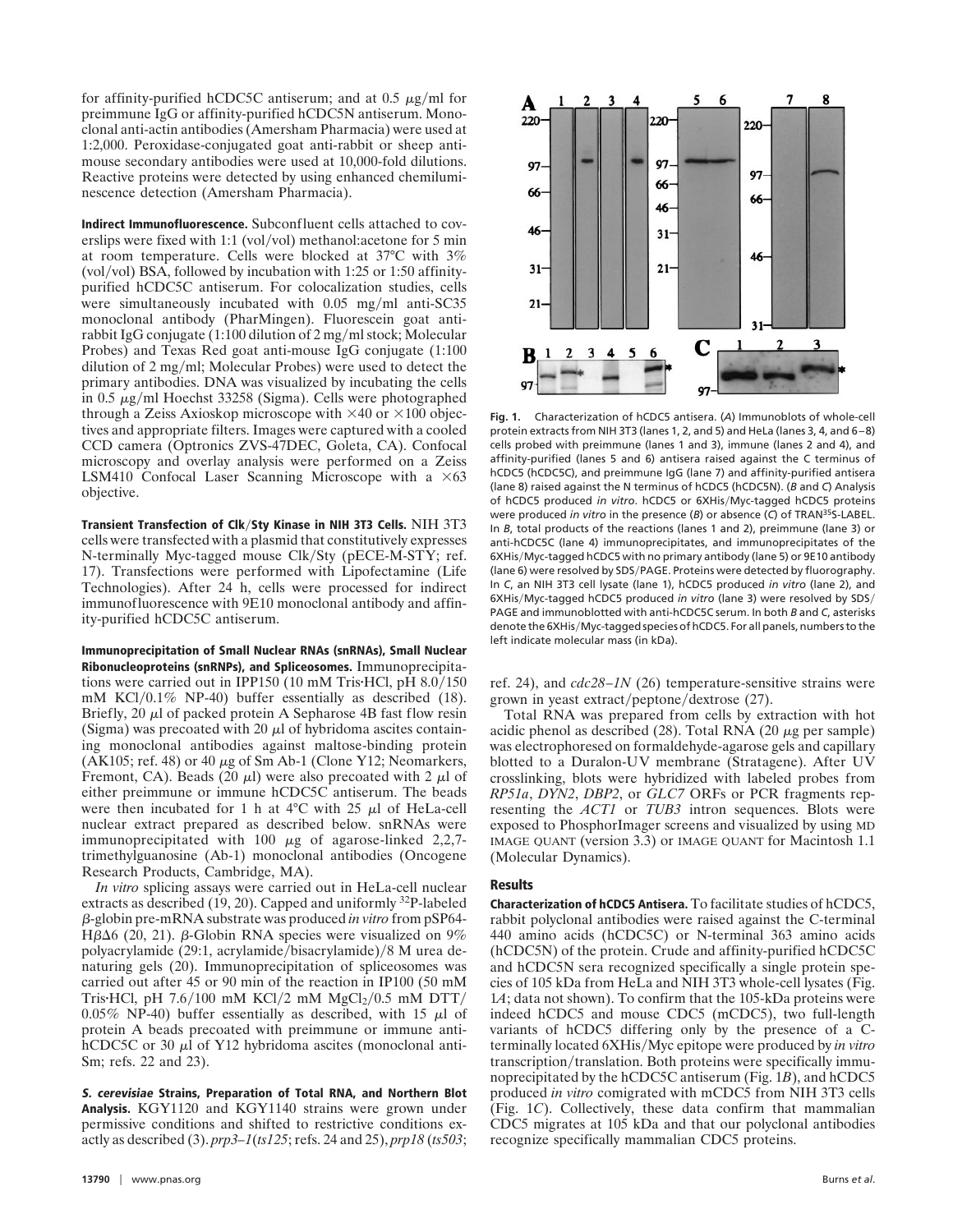for affinity-purified hCDC5C antiserum; and at 0.5 μg/ml for preimmune IgG or affinity-purified hCDC5N antiserum. Monoclonal anti-actin antibodies (Amersham Pharmacia) were used at 1:2,000. Peroxidase-conjugated goat anti-rabbit or sheep anti-mouse secondary antibodies were used at 10,000-fold dilutions. Reactive proteins were detected by using enhanced chemiluminescence detection (Amersham Pharmacia).

**Indirect Immunofluorescence.** Subconfluent cells attached to coverslips were fixed with 1:1 (vol/vol) methanol:acetone for 5 min at room temperature. Cells were blocked at 37°C with 3% (vol/vol) BSA, followed by incubation with 1:25 or 1:50 affinity-purified hCDC5C antiserum. For colocalization studies, cells were simultaneously incubated with 0.05 mg/ml anti-SC35 monoclonal antibody (PharMingen). Fluorescein goat anti-rabbit IgG conjugate (1:100 dilution of 2 mg/ml stock; Molecular Probes) and Texas Red goat anti-mouse IgG conjugate (1:100 dilution of 2 mg/ml; Molecular Probes) were used to detect the primary antibodies. DNA was visualized by incubating the cells in 0.5 μg/ml Hoechst 33258 (Sigma). Cells were photographed through a Zeiss Axioskop microscope with ×40 or ×100 objectives and appropriate filters. Images were captured with a cooled CCD camera (Optronics ZVS-47DEC, Goleta, CA). Confocal microscopy and overlay analysis were performed on a Zeiss LSM410 Confocal Laser Scanning Microscope with a ×63 objective.

**Transient Transfection of Clk/Sty Kinase in NIH 3T3 Cells.** NIH 3T3 cells were transfected with a plasmid that constitutively expresses N-terminally Myc-tagged mouse Clk/Sty (pECE-M-STY; ref. 17). Transfections were performed with Lipofectamine (Life Technologies). After 24 h, cells were processed for indirect immunofluorescence with 9E10 monoclonal antibody and affinity-purified hCDC5C antiserum.

**Immunoprecipitation of Small Nuclear RNAs (snRNAs), Small Nuclear Ribonucleoproteins (snRNPs), and Spliceosomes.** Immunoprecipitations were carried out in IPP150 (10 mM Tris·HCl, pH 8.0/150 mM KCl/0.1% NP-40) buffer essentially as described (18). Briefly, 20 μl of packed protein A Sepharose 4B fast flow resin (Sigma) was precoated with 20 μl of hybridoma ascites containing monoclonal antibodies against maltose-binding protein (AK105; ref. 48) or 40 μg of Sm Ab-1 (Clone Y12; Neomarkers, Fremont, CA). Beads (20 μl) were also precoated with 2 μl of either preimmune or immune hCDC5C antiserum. The beads were then incubated for 1 h at 4°C with 25 μl of HeLa-cell nuclear extract prepared as described below. snRNAs were immunoprecipitated with 100 μg of agarose-linked 2,2,7-trimethylguanosine (Ab-1) monoclonal antibodies (Oncogene Research Products, Cambridge, MA).

*In vitro* splicing assays were carried out in HeLa-cell nuclear extracts as described (19, 20). Capped and uniformly $^{32}$P-labeled β-globin pre-mRNA substrate was produced *in vitro* from pSP64-HβΔ6 (20, 21). β-Globin RNA species were visualized on 9% polyacrylamide (29:1, acrylamide/bisacrylamide)/8 M urea denaturing gels (20). Immunoprecipitation of spliceosomes was carried out after 45 or 90 min of the reaction in IP100 (50 mM Tris·HCl, pH 7.6/100 mM KCl/2 mM $MgCl_2$/0.5 mM DTT/0.05% NP-40) buffer essentially as described, with 15 μl of protein A beads precoated with preimmune or immune anti-hCDC5C or 30 μl of Y12 hybridoma ascites (monoclonal anti-Sm; refs. 22 and 23).

***S. cerevisiae* Strains, Preparation of Total RNA, and Northern Blot Analysis.** KGY1120 and KGY1140 strains were grown under permissive conditions and shifted to restrictive conditions exactly as described (3). *prp3–1*(*ts125*; refs. 24 and 25), *prp18* (*ts503*; ref. 24), and *cdc28–1N* (26) temperature-sensitive strains were grown in yeast extract/peptone/dextrose (27).

Total RNA was prepared from cells by extraction with hot acidic phenol as described (28). Total RNA (20 μg per sample) was electrophoresed on formaldehyde-agarose gels and capillary blotted to a Duralon-UV membrane (Stratagene). After UV crosslinking, blots were hybridized with labeled probes from *RP51a*, *DYN2*, *DBP2*, or *GLC7* ORFs or PCR fragments representing the *ACT1* or *TUB3* intron sequences. Blots were exposed to PhosphorImager screens and visualized by using MD IMAGE QUANT (version 3.3) or IMAGE QUANT for Macintosh 1.1 (Molecular Dynamics).

Fig. 1. Characterization of hCDC5 antisera. (*A*) Immunoblots of whole-cell protein extracts from NIH 3T3 (lanes 1, 2, and 5) and HeLa (lanes 3, 4, and 6–8) cells probed with preimmune (lanes 1 and 3), immune (lanes 2 and 4), and affinity-purified (lanes 5 and 6) antisera raised against the C terminus of hCDC5 (hCDC5C), and preimmune IgG (lane 7) and affinity-purified antisera (lane 8) raised against the N terminus of hCDC5 (hCDC5N). (*B* and *C*) Analysis of hCDC5 produced *in vitro*. hCDC5 or 6XHis/Myc-tagged hCDC5 proteins were produced *in vitro* in the presence (*B*) or absence (*C*) of TRAN$^{35}$S-LABEL. In *B*, total products of the reactions (lanes 1 and 2), preimmune (lane 3) or anti-hCDC5C (lane 4) immunoprecipitates, and immunoprecipitates of the 6XHis/Myc-tagged hCDC5 with no primary antibody (lane 5) or 9E10 antibody (lane 6) were resolved by SDS/PAGE. Proteins were detected by fluorography. In *C*, an NIH 3T3 cell lysate (lane 1), hCDC5 produced *in vitro* (lane 2), and 6XHis/Myc-tagged hCDC5 produced *in vitro* (lane 3) were resolved by SDS/PAGE and immunoblotted with anti-hCDC5C serum. In both *B* and *C*, asterisks denote the 6XHis/Myc-tagged species of hCDC5. For all panels, numbers to the left indicate molecular mass (in kDa).

## Results

**Characterization of hCDC5 Antisera.** To facilitate studies of hCDC5, rabbit polyclonal antibodies were raised against the C-terminal 440 amino acids (hCDC5C) or N-terminal 363 amino acids (hCDC5N) of the protein. Crude and affinity-purified hCDC5C and hCDC5N sera recognized specifically a single protein species of 105 kDa from HeLa and NIH 3T3 whole-cell lysates (Fig. 1*A*; data not shown). To confirm that the 105-kDa proteins were indeed hCDC5 and mouse CDC5 (mCDC5), two full-length variants of hCDC5 differing only by the presence of a C-terminally located 6XHis/Myc epitope were produced by *in vitro* transcription/translation. Both proteins were specifically immunoprecipitated by the hCDC5C antiserum (Fig. 1*B*), and hCDC5 produced *in vitro* comigrated with mCDC5 from NIH 3T3 cells (Fig. 1*C*). Collectively, these data confirm that mammalian CDC5 migrates at 105 kDa and that our polyclonal antibodies recognize specifically mammalian CDC5 proteins.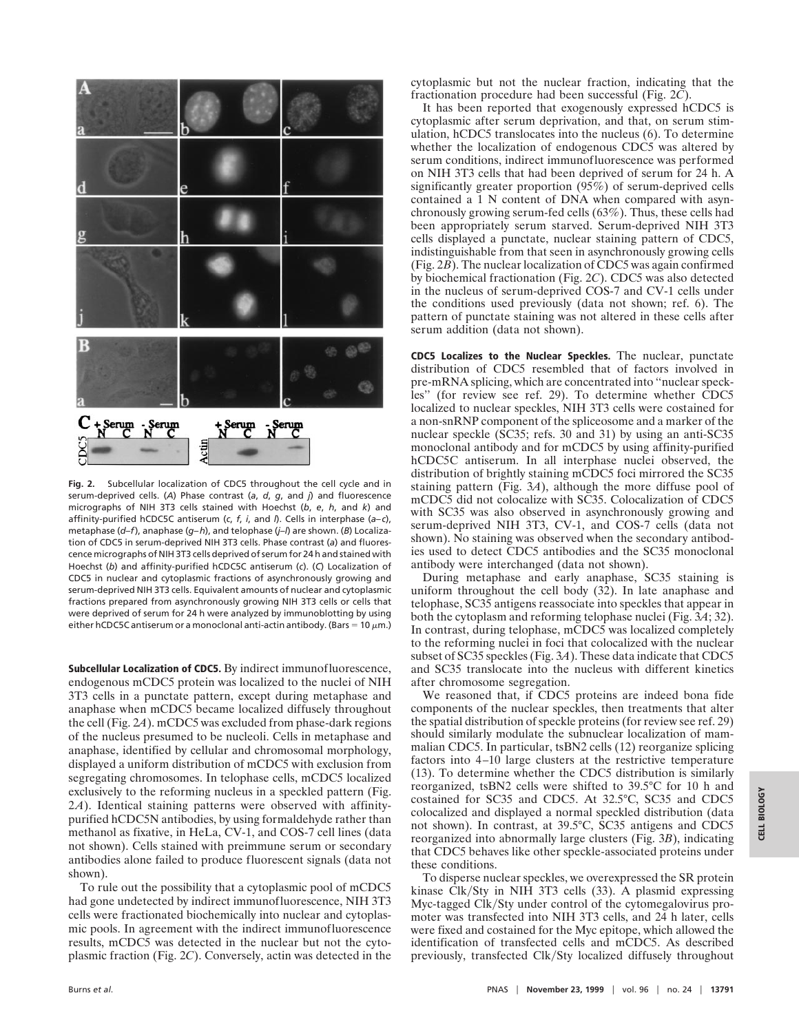**Fig. 2.** Subcellular localization of CDC5 throughout the cell cycle and in serum-deprived cells. (*A*) Phase contrast (*a*, *d*, *g*, and *j*) and fluorescence micrographs of NIH 3T3 cells stained with Hoechst (*b*, *e*, *h*, and *k*) and affinity-purified hCDC5C antiserum (*c*, *f*, *i*, and *l*). Cells in interphase (*a*–*c*), metaphase (*d*–*f*), anaphase (*g*–*h*), and telophase (*j*–*l*) are shown. (*B*) Localization of CDC5 in serum-deprived NIH 3T3 cells. Phase contrast (*a*) and fluorescence micrographs of NIH 3T3 cells deprived of serum for 24 h and stained with Hoechst (*b*) and affinity-purified hCDC5C antiserum (*c*). (*C*) Localization of CDC5 in nuclear and cytoplasmic fractions of asynchronously growing and serum-deprived NIH 3T3 cells. Equivalent amounts of nuclear and cytoplasmic fractions prepared from asynchronously growing NIH 3T3 cells or cells that were deprived of serum for 24 h were analyzed by immunoblotting by using either hCDC5C antiserum or a monoclonal anti-actin antibody. (Bars = 10 μm.)

**Subcellular Localization of CDC5.** By indirect immunofluorescence, endogenous mCDC5 protein was localized to the nuclei of NIH 3T3 cells in a punctate pattern, except during metaphase and anaphase when mCDC5 became localized diffusely throughout the cell (Fig. 2*A*). mCDC5 was excluded from phase-dark regions of the nucleus presumed to be nucleoli. Cells in metaphase and anaphase, identified by cellular and chromosomal morphology, displayed a uniform distribution of mCDC5 with exclusion from segregating chromosomes. In telophase cells, mCDC5 localized exclusively to the reforming nucleus in a speckled pattern (Fig. 2*A*). Identical staining patterns were observed with affinity-purified hCDC5N antibodies, by using formaldehyde rather than methanol as fixative, in HeLa, CV-1, and COS-7 cell lines (data not shown). Cells stained with preimmune serum or secondary antibodies alone failed to produce fluorescent signals (data not shown).

To rule out the possibility that a cytoplasmic pool of mCDC5 had gone undetected by indirect immunofluorescence, NIH 3T3 cells were fractionated biochemically into nuclear and cytoplasmic pools. In agreement with the indirect immunofluorescence results, mCDC5 was detected in the nuclear but not the cytoplasmic fraction (Fig. 2*C*). Conversely, actin was detected in the cytoplasmic but not the nuclear fraction, indicating that the fractionation procedure had been successful (Fig. 2*C*).

It has been reported that exogenously expressed hCDC5 is cytoplasmic after serum deprivation, and that, on serum stimulation, hCDC5 translocates into the nucleus (6). To determine whether the localization of endogenous CDC5 was altered by serum conditions, indirect immunofluorescence was performed on NIH 3T3 cells that had been deprived of serum for 24 h. A significantly greater proportion (95%) of serum-deprived cells contained a 1 N content of DNA when compared with asynchronously growing serum-fed cells (63%). Thus, these cells had been appropriately serum starved. Serum-deprived NIH 3T3 cells displayed a punctate, nuclear staining pattern of CDC5, indistinguishable from that seen in asynchronously growing cells (Fig. 2*B*). The nuclear localization of CDC5 was again confirmed by biochemical fractionation (Fig. 2*C*). CDC5 was also detected in the nucleus of serum-deprived COS-7 and CV-1 cells under the conditions used previously (data not shown; ref. 6). The pattern of punctate staining was not altered in these cells after serum addition (data not shown).

**CDC5 Localizes to the Nuclear Speckles.** The nuclear, punctate distribution of CDC5 resembled that of factors involved in pre-mRNA splicing, which are concentrated into "nuclear speckles" (for review see ref. 29). To determine whether CDC5 localized to nuclear speckles, NIH 3T3 cells were costained for a non-snRNP component of the spliceosome and a marker of the nuclear speckle (SC35; refs. 30 and 31) by using an anti-SC35 monoclonal antibody and for mCDC5 by using affinity-purified hCDC5C antiserum. In all interphase nuclei observed, the distribution of brightly staining mCDC5 foci mirrored the SC35 staining pattern (Fig. 3*A*), although the more diffuse pool of mCDC5 did not colocalize with SC35. Colocalization of CDC5 with SC35 was also observed in asynchronously growing and serum-deprived NIH 3T3, CV-1, and COS-7 cells (data not shown). No staining was observed when the secondary antibodies used to detect CDC5 antibodies and the SC35 monoclonal antibody were interchanged (data not shown).

During metaphase and early anaphase, SC35 staining is uniform throughout the cell body (32). In late anaphase and telophase, SC35 antigens reassociate into speckles that appear in both the cytoplasm and reforming telophase nuclei (Fig. 3*A*; 32). In contrast, during telophase, mCDC5 was localized completely to the reforming nuclei in foci that colocalized with the nuclear subset of SC35 speckles (Fig. 3*A*). These data indicate that CDC5 and SC35 translocate into the nucleus with different kinetics after chromosome segregation.

We reasoned that, if CDC5 proteins are indeed bona fide components of the nuclear speckles, then treatments that alter the spatial distribution of speckle proteins (for review see ref. 29) should similarly modulate the subnuclear localization of mammalian CDC5. In particular, tsBN2 cells (12) reorganize splicing factors into 4–10 large clusters at the restrictive temperature (13). To determine whether the CDC5 distribution is similarly reorganized, tsBN2 cells were shifted to 39.5°C for 10 h and costained for SC35 and CDC5. At 32.5°C, SC35 and CDC5 colocalized and displayed a normal speckled distribution (data not shown). In contrast, at 39.5°C, SC35 antigens and CDC5 reorganized into abnormally large clusters (Fig. 3*B*), indicating that CDC5 behaves like other speckle-associated proteins under these conditions.

To disperse nuclear speckles, we overexpressed the SR protein kinase Clk/Sty in NIH 3T3 cells (33). A plasmid expressing Myc-tagged Clk/Sty under control of the cytomegalovirus promoter was transfected into NIH 3T3 cells, and 24 h later, cells were fixed and costained for the Myc epitope, which allowed the identification of transfected cells and mCDC5. As described previously, transfected Clk/Sty localized diffusely throughout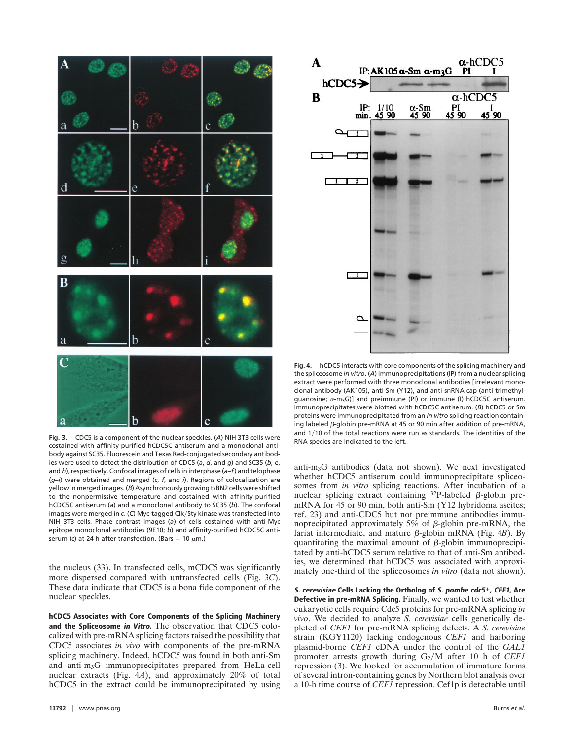**Fig. 3.** CDC5 is a component of the nuclear speckles. (*A*) NIH 3T3 cells were costained with affinity-purified hCDC5C antiserum and a monoclonal antibody against SC35. Fluorescein and Texas Red-conjugated secondary antibodies were used to detect the distribution of CDC5 (*a*, *d*, and *g*) and SC35 (*b*, *e*, and *h*), respectively. Confocal images of cells in interphase (*a*–*f*) and telophase (*g*–*i*) were obtained and merged (*c*, *f*, and *i*). Regions of colocalization are yellow in merged images. (*B*) Asynchronously growing tsBN2 cells were shifted to the nonpermissive temperature and costained with affinity-purified hCDC5C antiserum (*a*) and a monoclonal antibody to SC35 (*b*). The confocal images were merged in *c*. (*C*) Myc-tagged Clk/Sty kinase was transfected into NIH 3T3 cells. Phase contrast images (*a*) of cells costained with anti-Myc epitope monoclonal antibodies (9E10; *b*) and affinity-purified hCDC5C antiserum (*c*) at 24 h after transfection. (Bars = 10 $\mu$m.)

**Fig. 4.** hCDC5 interacts with core components of the splicing machinery and the spliceosome *in vitro*. (*A*) Immunoprecipitations (IP) from a nuclear splicing extract were performed with three monoclonal antibodies [irrelevant monoclonal antibody (AK105), anti-Sm (Y12), and anti-snRNA cap (anti-trimethylguanosine; $\alpha$-$m_3$G)] and preimmune (PI) or immune (I) hCDC5C antiserum. Immunoprecipitates were blotted with hCDC5C antiserum. (*B*) hCDC5 or Sm proteins were immunoprecipitated from an *in vitro* splicing reaction containing labeled $\beta$-globin pre-mRNA at 45 or 90 min after addition of pre-mRNA, and 1/10 of the total reactions were run as standards. The identities of the RNA species are indicated to the left.

the nucleus (33). In transfected cells, mCDC5 was significantly more dispersed compared with untransfected cells (Fig. 3*C*). These data indicate that CDC5 is a bona fide component of the nuclear speckles.

**hCDC5 Associates with Core Components of the Splicing Machinery and the Spliceosome *in Vitro*.** The observation that CDC5 colocalized with pre-mRNA splicing factors raised the possibility that CDC5 associates *in vivo* with components of the pre-mRNA splicing machinery. Indeed, hCDC5 was found in both anti-Sm and anti-$m_3$G immunoprecipitates prepared from HeLa-cell nuclear extracts (Fig. 4*A*), and approximately 20% of total hCDC5 in the extract could be immunoprecipitated by using anti-$m_3$G antibodies (data not shown). We next investigated whether hCDC5 antiserum could immunoprecipitate spliceosomes from *in vitro* splicing reactions. After incubation of a nuclear splicing extract containing $^{32}$P-labeled $\beta$-globin pre-mRNA for 45 or 90 min, both anti-Sm (Y12 hybridoma ascites; ref. 23) and anti-CDC5 but not preimmune antibodies immunoprecipitated approximately 5% of $\beta$-globin pre-mRNA, the lariat intermediate, and mature $\beta$-globin mRNA (Fig. 4*B*). By quantitating the maximal amount of $\beta$-globin immunoprecipitated by anti-hCDC5 serum relative to that of anti-Sm antibodies, we determined that hCDC5 was associated with approximately one-third of the spliceosomes *in vitro* (data not shown).

***S. cerevisiae* Cells Lacking the Ortholog of *S. pombe cdc5*$^+$, *CEF1*, Are Defective in pre-mRNA Splicing.** Finally, we wanted to test whether eukaryotic cells require Cdc5 proteins for pre-mRNA splicing *in vivo*. We decided to analyze *S. cerevisiae* cells genetically depleted of *CEF1* for pre-mRNA splicing defects. A *S. cerevisiae* strain (KGY1120) lacking endogenous *CEF1* and harboring plasmid-borne *CEF1* cDNA under the control of the *GAL1* promoter arrests growth during $G_2$/M after 10 h of *CEF1* repression (3). We looked for accumulation of immature forms of several intron-containing genes by Northern blot analysis over a 10-h time course of *CEF1* repression. Cef1p is detectable until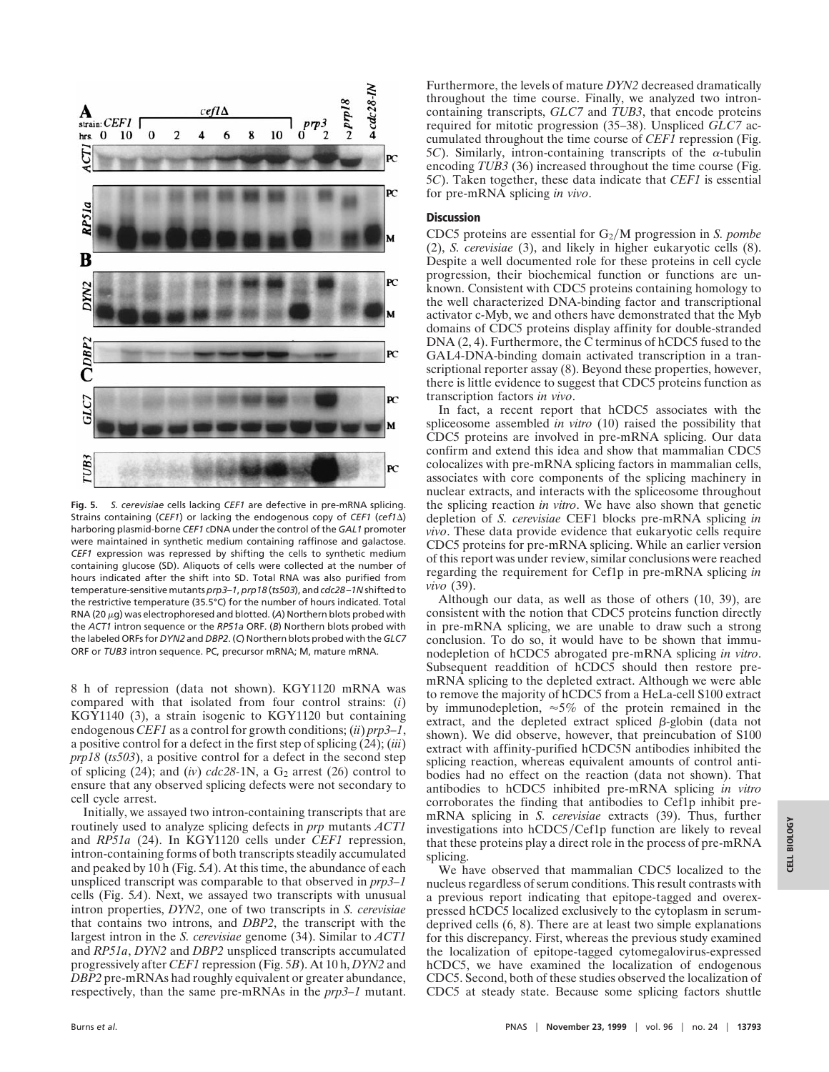**Fig. 5.** *S. cerevisiae* cells lacking *CEF1* are defective in pre-mRNA splicing. Strains containing (*CEF1*) or lacking the endogenous copy of *CEF1* (*cef1Δ*) harboring plasmid-borne *CEF1* cDNA under the control of the *GAL1* promoter were maintained in synthetic medium containing raffinose and galactose. *CEF1* expression was repressed by shifting the cells to synthetic medium containing glucose (SD). Aliquots of cells were collected at the number of hours indicated after the shift into SD. Total RNA was also purified from temperature-sensitive mutants *prp3–1*, *prp18* (*ts503*), and *cdc28–1N* shifted to the restrictive temperature (35.5°C) for the number of hours indicated. Total RNA (20 μg) was electrophoresed and blotted. (*A*) Northern blots probed with the *ACT1* intron sequence or the *RP51a* ORF. (*B*) Northern blots probed with the labeled ORFs for *DYN2* and *DBP2*. (*C*) Northern blots probed with the *GLC7* ORF or *TUB3* intron sequence. PC, precursor mRNA; M, mature mRNA.

8 h of repression (data not shown). KGY1120 mRNA was compared with that isolated from four control strains: (*i*) KGY1140 (3), a strain isogenic to KGY1120 but containing endogenous *CEF1* as a control for growth conditions; (*ii*) *prp3–1*, a positive control for a defect in the first step of splicing (24); (*iii*) *prp18* (*ts503*), a positive control for a defect in the second step of splicing (24); and (*iv*) *cdc28*-1N, a $G_2$ arrest (26) control to ensure that any observed splicing defects were not secondary to cell cycle arrest.

Initially, we assayed two intron-containing transcripts that are routinely used to analyze splicing defects in *prp* mutants *ACT1* and *RP51a* (24). In KGY1120 cells under *CEF1* repression, intron-containing forms of both transcripts steadily accumulated and peaked by 10 h (Fig. 5*A*). At this time, the abundance of each unspliced transcript was comparable to that observed in *prp3–1* cells (Fig. 5*A*). Next, we assayed two transcripts with unusual intron properties, *DYN2*, one of two transcripts in *S. cerevisiae* that contains two introns, and *DBP2*, the transcript with the largest intron in the *S. cerevisiae* genome (34). Similar to *ACT1* and *RP51a*, *DYN2* and *DBP2* unspliced transcripts accumulated progressively after *CEF1* repression (Fig. 5*B*). At 10 h, *DYN2* and *DBP2* pre-mRNAs had roughly equivalent or greater abundance, respectively, than the same pre-mRNAs in the *prp3–1* mutant. Furthermore, the levels of mature *DYN2* decreased dramatically throughout the time course. Finally, we analyzed two intron-containing transcripts, *GLC7* and *TUB3*, that encode proteins required for mitotic progression (35–38). Unspliced *GLC7* accumulated throughout the time course of *CEF1* repression (Fig. 5*C*). Similarly, intron-containing transcripts of the α-tubulin encoding *TUB3* (36) increased throughout the time course (Fig. 5*C*). Taken together, these data indicate that *CEF1* is essential for pre-mRNA splicing *in vivo*.

## Discussion

CDC5 proteins are essential for $G_2/M$ progression in *S. pombe* (2), *S. cerevisiae* (3), and likely in higher eukaryotic cells (8). Despite a well documented role for these proteins in cell cycle progression, their biochemical function or functions are unknown. Consistent with CDC5 proteins containing homology to the well characterized DNA-binding factor and transcriptional activator c-Myb, we and others have demonstrated that the Myb domains of CDC5 proteins display affinity for double-stranded DNA (2, 4). Furthermore, the C terminus of hCDC5 fused to the GAL4-DNA-binding domain activated transcription in a transcriptional reporter assay (8). Beyond these properties, however, there is little evidence to suggest that CDC5 proteins function as transcription factors *in vivo*.

In fact, a recent report that hCDC5 associates with the spliceosome assembled *in vitro* (10) raised the possibility that CDC5 proteins are involved in pre-mRNA splicing. Our data confirm and extend this idea and show that mammalian CDC5 colocalizes with pre-mRNA splicing factors in mammalian cells, associates with core components of the splicing machinery in nuclear extracts, and interacts with the spliceosome throughout the splicing reaction *in vitro*. We have also shown that genetic depletion of *S. cerevisiae* CEF1 blocks pre-mRNA splicing *in vivo*. These data provide evidence that eukaryotic cells require CDC5 proteins for pre-mRNA splicing. While an earlier version of this report was under review, similar conclusions were reached regarding the requirement for Cef1p in pre-mRNA splicing *in vivo* (39).

Although our data, as well as those of others (10, 39), are consistent with the notion that CDC5 proteins function directly in pre-mRNA splicing, we are unable to draw such a strong conclusion. To do so, it would have to be shown that immunodepletion of hCDC5 abrogated pre-mRNA splicing *in vitro*. Subsequent readdition of hCDC5 should then restore pre-mRNA splicing to the depleted extract. Although we were able to remove the majority of hCDC5 from a HeLa-cell S100 extract by immunodepletion, ≈5% of the protein remained in the extract, and the depleted extract spliced β-globin (data not shown). We did observe, however, that preincubation of S100 extract with affinity-purified hCDC5N antibodies inhibited the splicing reaction, whereas equivalent amounts of control antibodies had no effect on the reaction (data not shown). That antibodies to hCDC5 inhibited pre-mRNA splicing *in vitro* corroborates the finding that antibodies to Cef1p inhibit pre-mRNA splicing in *S. cerevisiae* extracts (39). Thus, further investigations into hCDC5/Cef1p function are likely to reveal that these proteins play a direct role in the process of pre-mRNA splicing.

We have observed that mammalian CDC5 localized to the nucleus regardless of serum conditions. This result contrasts with a previous report indicating that epitope-tagged and overexpressed hCDC5 localized exclusively to the cytoplasm in serum-deprived cells (6, 8). There are at least two simple explanations for this discrepancy. First, whereas the previous study examined the localization of epitope-tagged cytomegalovirus-expressed hCDC5, we have examined the localization of endogenous CDC5. Second, both of these studies observed the localization of CDC5 at steady state. Because some splicing factors shuttle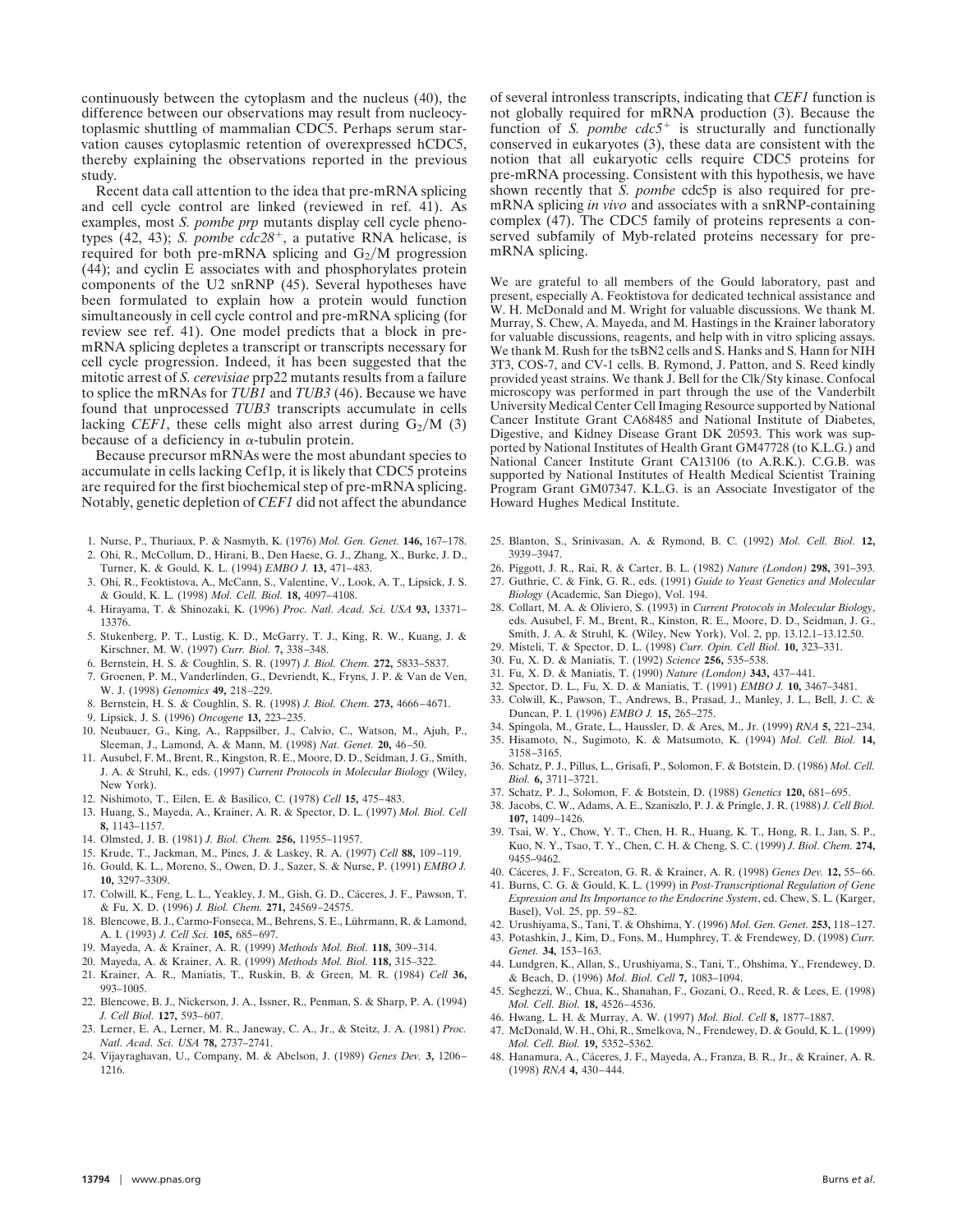continuously between the cytoplasm and the nucleus (40), the difference between our observations may result from nucleocytoplasmic shuttling of mammalian CDC5. Perhaps serum starvation causes cytoplasmic retention of overexpressed hCDC5, thereby explaining the observations reported in the previous study.

Recent data call attention to the idea that pre-mRNA splicing and cell cycle control are linked (reviewed in ref. 41). As examples, most *S. pombe prp* mutants display cell cycle phenotypes (42, 43); *S. pombe cdc28*$^+$, a putative RNA helicase, is required for both pre-mRNA splicing and $G_2$/M progression (44); and cyclin E associates with and phosphorylates protein components of the U2 snRNP (45). Several hypotheses have been formulated to explain how a protein would function simultaneously in cell cycle control and pre-mRNA splicing (for review see ref. 41). One model predicts that a block in pre-mRNA splicing depletes a transcript or transcripts necessary for cell cycle progression. Indeed, it has been suggested that the mitotic arrest of *S. cerevisiae* prp22 mutants results from a failure to splice the mRNAs for *TUB1* and *TUB3* (46). Because we have found that unprocessed *TUB3* transcripts accumulate in cells lacking *CEF1*, these cells might also arrest during $G_2$/M (3) because of a deficiency in α-tubulin protein.

Because precursor mRNAs were the most abundant species to accumulate in cells lacking Cef1p, it is likely that CDC5 proteins are required for the first biochemical step of pre-mRNA splicing. Notably, genetic depletion of *CEF1* did not affect the abundance of several intronless transcripts, indicating that *CEF1* function is not globally required for mRNA production (3). Because the function of *S. pombe cdc5*$^+$ is structurally and functionally conserved in eukaryotes (3), these data are consistent with the notion that all eukaryotic cells require CDC5 proteins for pre-mRNA processing. Consistent with this hypothesis, we have shown recently that *S. pombe* cdc5p is also required for pre-mRNA splicing *in vivo* and associates with a snRNP-containing complex (47). The CDC5 family of proteins represents a conserved subfamily of Myb-related proteins necessary for pre-mRNA splicing.

We are grateful to all members of the Gould laboratory, past and present, especially A. Feoktistova for dedicated technical assistance and W. H. McDonald and M. Wright for valuable discussions. We thank M. Murray, S. Chew, A. Mayeda, and M. Hastings in the Krainer laboratory for valuable discussions, reagents, and help with in vitro splicing assays. We thank M. Rush for the tsBN2 cells and S. Hanks and S. Hann for NIH 3T3, COS-7, and CV-1 cells. B. Rymond, J. Patton, and S. Reed kindly provided yeast strains. We thank J. Bell for the Clk/Sty kinase. Confocal microscopy was performed in part through the use of the Vanderbilt University Medical Center Cell Imaging Resource supported by National Cancer Institute Grant CA68485 and National Institute of Diabetes, Digestive, and Kidney Disease Grant DK 20593. This work was supported by National Institutes of Health Grant GM47728 (to K.L.G.) and National Cancer Institute Grant CA13106 (to A.R.K.). C.G.B. was supported by National Institutes of Health Medical Scientist Training Program Grant GM07347. K.L.G. is an Associate Investigator of the Howard Hughes Medical Institute.

1. Nurse, P., Thuriaux, P. & Nasmyth, K. (1976) *Mol. Gen. Genet.* **146,** 167–178.
2. Ohi, R., McCollum, D., Hirani, B., Den Haese, G. J., Zhang, X., Burke, J. D., Turner, K. & Gould, K. L. (1994) *EMBO J.* **13,** 471–483.
3. Ohi, R., Feoktistova, A., McCann, S., Valentine, V., Look, A. T., Lipsick, J. S. & Gould, K. L. (1998) *Mol. Cell. Biol.* **18,** 4097–4108.
4. Hirayama, T. & Shinozaki, K. (1996) *Proc. Natl. Acad. Sci. USA* **93,** 13371–13376.
5. Stukenberg, P. T., Lustig, K. D., McGarry, T. J., King, R. W., Kuang, J. & Kirschner, M. W. (1997) *Curr. Biol.* **7,** 338–348.
6. Bernstein, H. S. & Coughlin, S. R. (1997) *J. Biol. Chem.* **272,** 5833–5837.
7. Groenen, P. M., Vanderlinden, G., Devriendt, K., Fryns, J. P. & Van de Ven, W. J. (1998) *Genomics* **49,** 218–229.
8. Bernstein, H. S. & Coughlin, S. R. (1998) *J. Biol. Chem.* **273,** 4666–4671.
9. Lipsick, J. S. (1996) *Oncogene* **13,** 223–235.
10. Neubauer, G., King, A., Rappsilber, J., Calvio, C., Watson, M., Ajuh, P., Sleeman, J., Lamond, A. & Mann, M. (1998) *Nat. Genet.* **20,** 46–50.
11. Ausubel, F. M., Brent, R., Kingston, R. E., Moore, D. D., Seidman, J. G., Smith, J. A. & Struhl, K., eds. (1997) *Current Protocols in Molecular Biology* (Wiley, New York).
12. Nishimoto, T., Eilen, E. & Basilico, C. (1978) *Cell* **15,** 475–483.
13. Huang, S., Mayeda, A., Krainer, A. R. & Spector, D. L. (1997) *Mol. Biol. Cell* **8,** 1143–1157.
14. Olmsted, J. B. (1981) *J. Biol. Chem.* **256,** 11955–11957.
15. Krude, T., Jackman, M., Pines, J. & Laskey, R. A. (1997) *Cell* **88,** 109–119.
16. Gould, K. L., Moreno, S., Owen, D. J., Sazer, S. & Nurse, P. (1991) *EMBO J.* **10,** 3297–3309.
17. Colwill, K., Feng, L. L., Yeakley, J. M., Gish, G. D., Cáceres, J. F., Pawson, T. & Fu, X. D. (1996) *J. Biol. Chem.* **271,** 24569–24575.
18. Blencowe, B. J., Carmo-Fonseca, M., Behrens, S. E., Lührmann, R. & Lamond, A. I. (1993) *J. Cell Sci.* **105,** 685–697.
19. Mayeda, A. & Krainer, A. R. (1999) *Methods Mol. Biol.* **118,** 309–314.
20. Mayeda, A. & Krainer, A. R. (1999) *Methods Mol. Biol.* **118,** 315–322.
21. Krainer, A. R., Maniatis, T., Ruskin, B. & Green, M. R. (1984) *Cell* **36,** 993–1005.
22. Blencowe, B. J., Nickerson, J. A., Issner, R., Penman, S. & Sharp, P. A. (1994) *J. Cell Biol.* **127,** 593–607.
23. Lerner, E. A., Lerner, M. R., Janeway, C. A., Jr., & Steitz, J. A. (1981) *Proc. Natl. Acad. Sci. USA* **78,** 2737–2741.
24. Vijayraghavan, U., Company, M. & Abelson, J. (1989) *Genes Dev.* **3,** 1206–1216.
25. Blanton, S., Srinivasan, A. & Rymond, B. C. (1992) *Mol. Cell. Biol.* **12,** 3939–3947.
26. Piggott, J. R., Rai, R. & Carter, B. L. (1982) *Nature (London)* **298,** 391–393.
27. Guthrie, C. & Fink, G. R., eds. (1991) *Guide to Yeast Genetics and Molecular Biology* (Academic, San Diego), Vol. 194.
28. Collart, M. A. & Oliviero, S. (1993) in *Current Protocols in Molecular Biology*, eds. Ausubel, F. M., Brent, R., Kinston, R. E., Moore, D. D., Seidman, J. G., Smith, J. A. & Struhl, K. (Wiley, New York), Vol. 2, pp. 13.12.1–13.12.50.
29. Misteli, T. & Spector, D. L. (1998) *Curr. Opin. Cell Biol.* **10,** 323–331.
30. Fu, X. D. & Maniatis, T. (1992) *Science* **256,** 535–538.
31. Fu, X. D. & Maniatis, T. (1990) *Nature (London)* **343,** 437–441.
32. Spector, D. L., Fu, X. D. & Maniatis, T. (1991) *EMBO J.* **10,** 3467–3481.
33. Colwill, K., Pawson, T., Andrews, B., Prasad, J., Manley, J. L., Bell, J. C. & Duncan, P. I. (1996) *EMBO J.* **15,** 265–275.
34. Spingola, M., Grate, L., Haussler, D. & Ares, M., Jr. (1999) *RNA* **5,** 221–234.
35. Hisamoto, N., Sugimoto, K. & Matsumoto, K. (1994) *Mol. Cell. Biol.* **14,** 3158–3165.
36. Schatz, P. J., Pillus, L., Grisafi, P., Solomon, F. & Botstein, D. (1986) *Mol. Cell. Biol.* **6,** 3711–3721.
37. Schatz, P. J., Solomon, F. & Botstein, D. (1988) *Genetics* **120,** 681–695.
38. Jacobs, C. W., Adams, A. E., Szaniszlo, P. J. & Pringle, J. R. (1988) *J. Cell Biol.* **107,** 1409–1426.
39. Tsai, W. Y., Chow, Y. T., Chen, H. R., Huang, K. T., Hong, R. I., Jan, S. P., Kuo, N. Y., Tsao, T. Y., Chen, C. H. & Cheng, S. C. (1999) *J. Biol. Chem.* **274,** 9455–9462.
40. Cáceres, J. F., Screaton, G. R. & Krainer, A. R. (1998) *Genes Dev.* **12,** 55–66.
41. Burns, C. G. & Gould, K. L. (1999) in *Post-Transcriptional Regulation of Gene Expression and Its Importance to the Endocrine System*, ed. Chew, S. L. (Karger, Basel), Vol. 25, pp. 59–82.
42. Urushiyama, S., Tani, T. & Ohshima, Y. (1996) *Mol. Gen. Genet.* **253,** 118–127.
43. Potashkin, J., Kim, D., Fons, M., Humphrey, T. & Frendewey, D. (1998) *Curr. Genet.* **34,** 153–163.
44. Lundgren, K., Allan, S., Urushiyama, S., Tani, T., Ohshima, Y., Frendewey, D. & Beach, D. (1996) *Mol. Biol. Cell* **7,** 1083–1094.
45. Seghezzi, W., Chua, K., Shanahan, F., Gozani, O., Reed, R. & Lees, E. (1998) *Mol. Cell. Biol.* **18,** 4526–4536.
46. Hwang, L. H. & Murray, A. W. (1997) *Mol. Biol. Cell* **8,** 1877–1887.
47. McDonald, W. H., Ohi, R., Smelkova, N., Frendewey, D. & Gould, K. L. (1999) *Mol. Cell. Biol.* **19,** 5352–5362.
48. Hanamura, A., Cáceres, J. F., Mayeda, A., Franza, B. R., Jr., & Krainer, A. R. (1998) *RNA* **4,** 430–444.